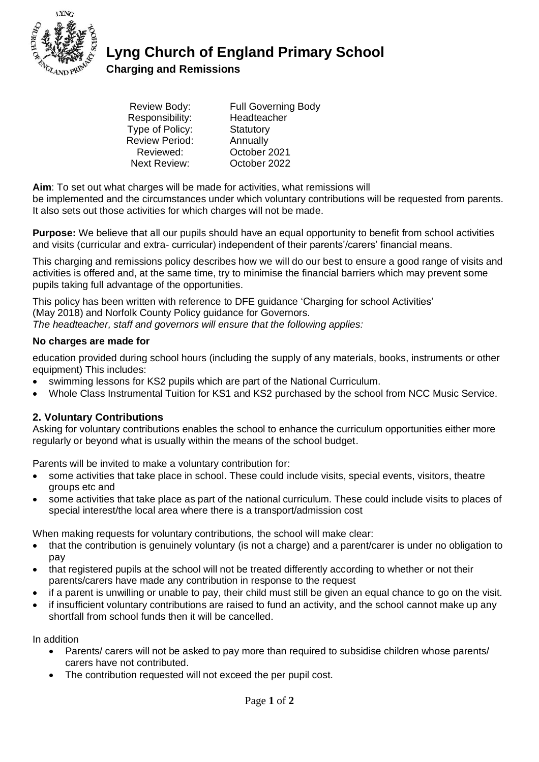# Lyng Church of England Primary School

## Charging and Remissions

| | |
|---|---|
| Review Body: | Full Governing Body |
| Responsibility: | Headteacher |
| Type of Policy: | Statutory |
| Review Period: | Annually |
| Reviewed: | October 2021 |
| Next Review: | October 2022 |

**Aim**: To set out what charges will be made for activities, what remissions will be implemented and the circumstances under which voluntary contributions will be requested from parents. It also sets out those activities for which charges will not be made.

**Purpose:** We believe that all our pupils should have an equal opportunity to benefit from school activities and visits (curricular and extra- curricular) independent of their parents'/carers' financial means.

This charging and remissions policy describes how we will do our best to ensure a good range of visits and activities is offered and, at the same time, try to minimise the financial barriers which may prevent some pupils taking full advantage of the opportunities.

This policy has been written with reference to DFE guidance 'Charging for school Activities' (May 2018) and Norfolk County Policy guidance for Governors.
*The headteacher, staff and governors will ensure that the following applies:*

### No charges are made for

education provided during school hours (including the supply of any materials, books, instruments or other equipment) This includes:

- swimming lessons for KS2 pupils which are part of the National Curriculum.
- Whole Class Instrumental Tuition for KS1 and KS2 purchased by the school from NCC Music Service.

### 2. Voluntary Contributions

Asking for voluntary contributions enables the school to enhance the curriculum opportunities either more regularly or beyond what is usually within the means of the school budget.

Parents will be invited to make a voluntary contribution for:

- some activities that take place in school. These could include visits, special events, visitors, theatre groups etc and
- some activities that take place as part of the national curriculum. These could include visits to places of special interest/the local area where there is a transport/admission cost

When making requests for voluntary contributions, the school will make clear:

- that the contribution is genuinely voluntary (is not a charge) and a parent/carer is under no obligation to pay
- that registered pupils at the school will not be treated differently according to whether or not their parents/carers have made any contribution in response to the request
- if a parent is unwilling or unable to pay, their child must still be given an equal chance to go on the visit.
- if insufficient voluntary contributions are raised to fund an activity, and the school cannot make up any shortfall from school funds then it will be cancelled.

In addition

- Parents/ carers will not be asked to pay more than required to subsidise children whose parents/ carers have not contributed.
- The contribution requested will not exceed the per pupil cost.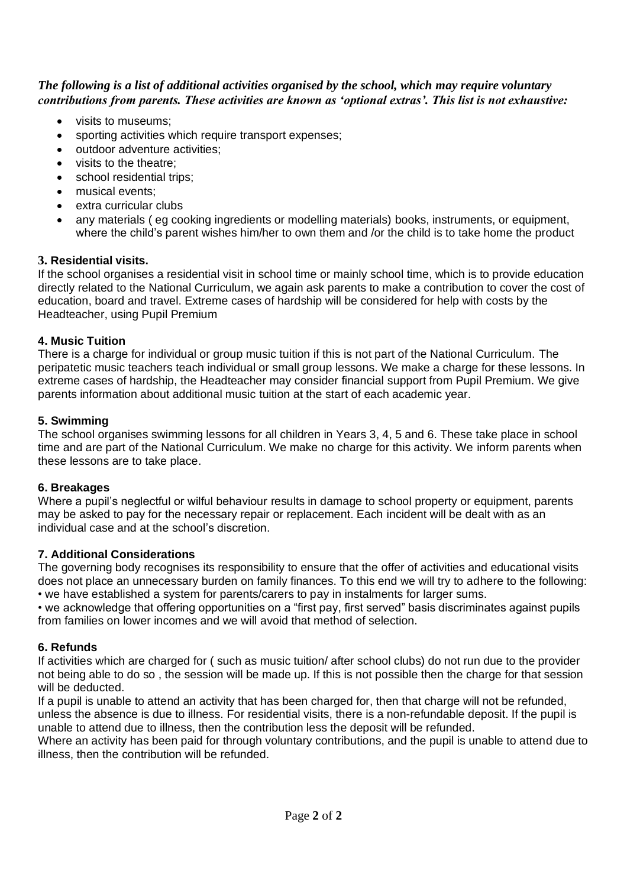***The following is a list of additional activities organised by the school, which may require voluntary contributions from parents. These activities are known as 'optional extras'. This list is not exhaustive:***

- visits to museums;
- sporting activities which require transport expenses;
- outdoor adventure activities;
- visits to the theatre;
- school residential trips;
- musical events;
- extra curricular clubs
- any materials ( eg cooking ingredients or modelling materials) books, instruments, or equipment, where the child's parent wishes him/her to own them and /or the child is to take home the product

**3. Residential visits.**

If the school organises a residential visit in school time or mainly school time, which is to provide education directly related to the National Curriculum, we again ask parents to make a contribution to cover the cost of education, board and travel. Extreme cases of hardship will be considered for help with costs by the Headteacher, using Pupil Premium

**4. Music Tuition**

There is a charge for individual or group music tuition if this is not part of the National Curriculum. The peripatetic music teachers teach individual or small group lessons. We make a charge for these lessons. In extreme cases of hardship, the Headteacher may consider financial support from Pupil Premium. We give parents information about additional music tuition at the start of each academic year.

**5. Swimming**

The school organises swimming lessons for all children in Years 3, 4, 5 and 6. These take place in school time and are part of the National Curriculum. We make no charge for this activity. We inform parents when these lessons are to take place.

**6. Breakages**

Where a pupil's neglectful or wilful behaviour results in damage to school property or equipment, parents may be asked to pay for the necessary repair or replacement. Each incident will be dealt with as an individual case and at the school's discretion.

**7. Additional Considerations**

The governing body recognises its responsibility to ensure that the offer of activities and educational visits does not place an unnecessary burden on family finances. To this end we will try to adhere to the following:
• we have established a system for parents/carers to pay in instalments for larger sums.
• we acknowledge that offering opportunities on a "first pay, first served" basis discriminates against pupils from families on lower incomes and we will avoid that method of selection.

**6. Refunds**

If activities which are charged for ( such as music tuition/ after school clubs) do not run due to the provider not being able to do so , the session will be made up. If this is not possible then the charge for that session will be deducted.

If a pupil is unable to attend an activity that has been charged for, then that charge will not be refunded, unless the absence is due to illness. For residential visits, there is a non-refundable deposit. If the pupil is unable to attend due to illness, then the contribution less the deposit will be refunded.

Where an activity has been paid for through voluntary contributions, and the pupil is unable to attend due to illness, then the contribution will be refunded.